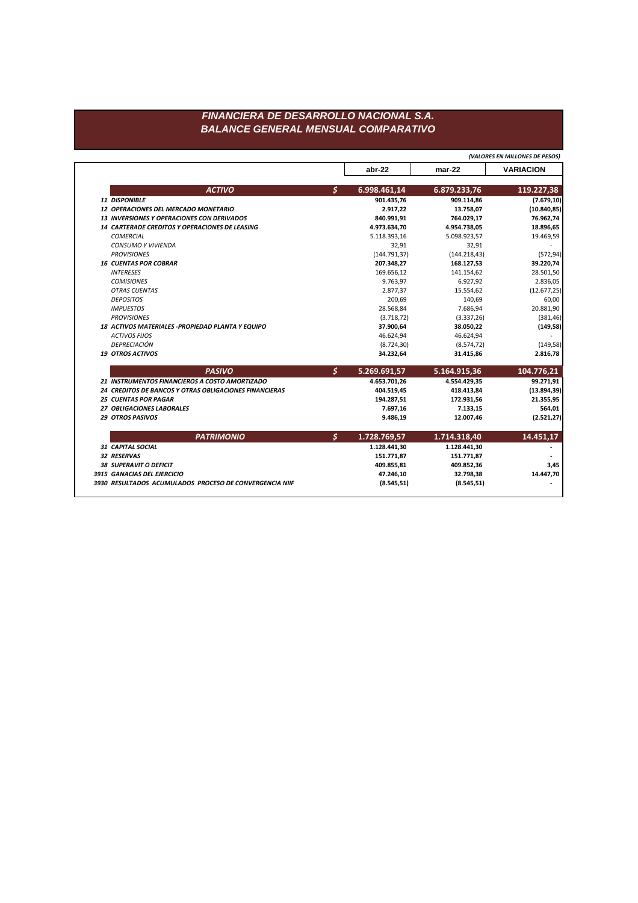# FINANCIERA DE DESARROLLO NACIONAL S.A.
## BALANCE GENERAL MENSUAL COMPARATIVO

*(VALORES EN MILLONES DE PESOS)*

| | | abr-22 | mar-22 | VARIACION |
|---|---|---|---|---|
| **ACTIVO** | $ | **6.998.461,14** | **6.879.233,76** | **119.227,38** |
| **11 DISPONIBLE** | | **901.435,76** | **909.114,86** | **(7.679,10)** |
| **12 OPERACIONES DEL MERCADO MONETARIO** | | **2.917,22** | **13.758,07** | **(10.840,85)** |
| **13 INVERSIONES Y OPERACIONES CON DERIVADOS** | | **840.991,91** | **764.029,17** | **76.962,74** |
| **14 CARTERADE CREDITOS Y OPERACIONES DE LEASING** | | **4.973.634,70** | **4.954.738,05** | **18.896,65** |
| *COMERCIAL* | | 5.118.393,16 | 5.098.923,57 | 19.469,59 |
| *CONSUMO Y VIVIENDA* | | 32,91 | 32,91 | - |
| *PROVISIONES* | | (144.791,37) | (144.218,43) | (572,94) |
| **16 CUENTAS POR COBRAR** | | **207.348,27** | **168.127,53** | **39.220,74** |
| *INTERESES* | | 169.656,12 | 141.154,62 | 28.501,50 |
| *COMISIONES* | | 9.763,97 | 6.927,92 | 2.836,05 |
| *OTRAS CUENTAS* | | 2.877,37 | 15.554,62 | (12.677,25) |
| *DEPOSITOS* | | 200,69 | 140,69 | 60,00 |
| *IMPUESTOS* | | 28.568,84 | 7.686,94 | 20.881,90 |
| *PROVISIONES* | | (3.718,72) | (3.337,26) | (381,46) |
| **18 ACTIVOS MATERIALES -PROPIEDAD PLANTA Y EQUIPO** | | **37.900,64** | **38.050,22** | **(149,58)** |
| *ACTIVOS FIJOS* | | 46.624,94 | 46.624,94 | - |
| *DEPRECIACIÓN* | | (8.724,30) | (8.574,72) | (149,58) |
| **19 OTROS ACTIVOS** | | **34.232,64** | **31.415,86** | **2.816,78** |
| **PASIVO** | $ | **5.269.691,57** | **5.164.915,36** | **104.776,21** |
| **21 INSTRUMENTOS FINANCIEROS A COSTO AMORTIZADO** | | **4.653.701,26** | **4.554.429,35** | **99.271,91** |
| **24 CREDITOS DE BANCOS Y OTRAS OBLIGACIONES FINANCIERAS** | | **404.519,45** | **418.413,84** | **(13.894,39)** |
| **25 CUENTAS POR PAGAR** | | **194.287,51** | **172.931,56** | **21.355,95** |
| **27 OBLIGACIONES LABORALES** | | **7.697,16** | **7.133,15** | **564,01** |
| **29 OTROS PASIVOS** | | **9.486,19** | **12.007,46** | **(2.521,27)** |
| **PATRIMONIO** | $ | **1.728.769,57** | **1.714.318,40** | **14.451,17** |
| **31 CAPITAL SOCIAL** | | **1.128.441,30** | **1.128.441,30** | **-** |
| **32 RESERVAS** | | **151.771,87** | **151.771,87** | **-** |
| **38 SUPERAVIT O DEFICIT** | | **409.855,81** | **409.852,36** | **3,45** |
| **3915 GANACIAS DEL EJERCICIO** | | **47.246,10** | **32.798,38** | **14.447,70** |
| **3930 RESULTADOS ACUMULADOS PROCESO DE CONVERGENCIA NIIF** | | **(8.545,51)** | **(8.545,51)** | **-** |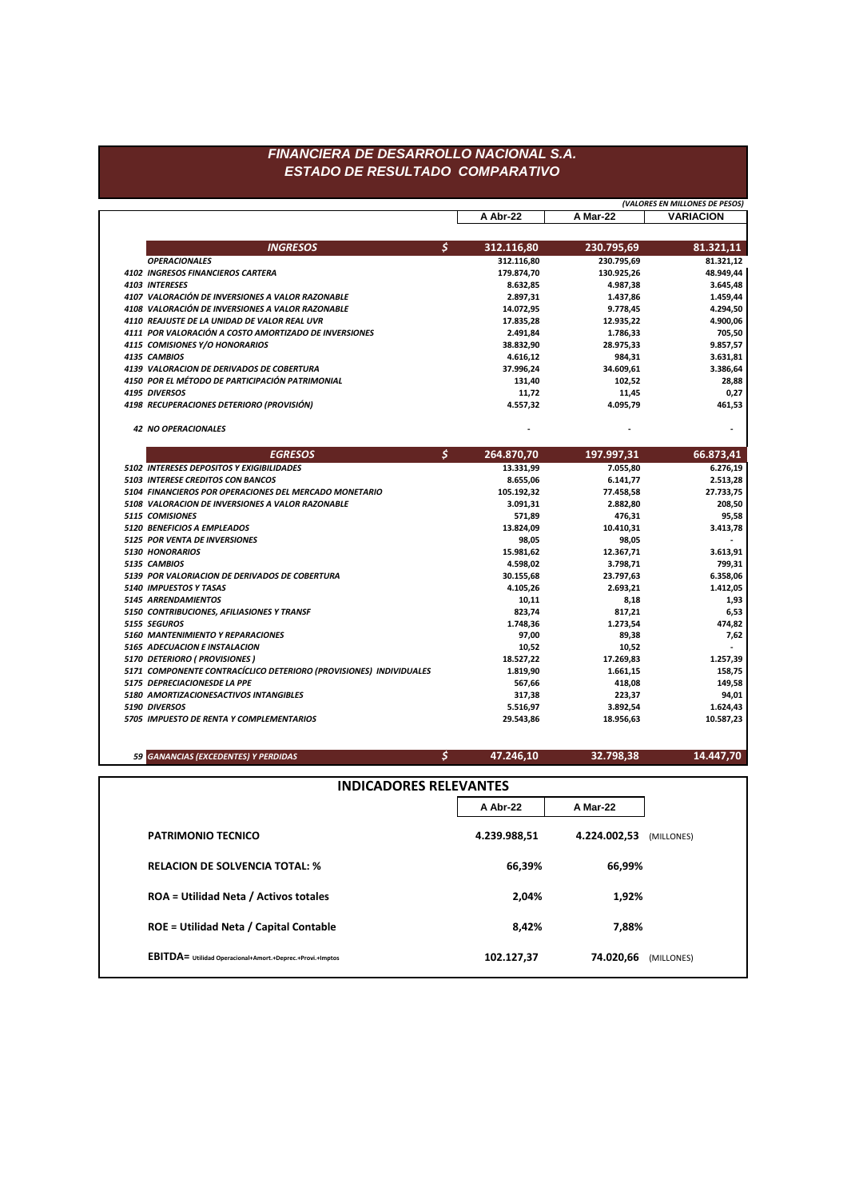# FINANCIERA DE DESARROLLO NACIONAL S.A.
## ESTADO DE RESULTADO COMPARATIVO

*(VALORES EN MILLONES DE PESOS)*

| | | A Abr-22 | A Mar-22 | VARIACION |
|---|---|---|---|---|
| **INGRESOS** | $ | 312.116,80 | 230.795,69 | 81.321,11 |
| **OPERACIONALES** | | 312.116,80 | 230.795,69 | 81.321,12 |
| 4102 INGRESOS FINANCIEROS CARTERA | | 179.874,70 | 130.925,26 | 48.949,44 |
| 4103 INTERESES | | 8.632,85 | 4.987,38 | 3.645,48 |
| 4107 VALORACIÓN DE INVERSIONES A VALOR RAZONABLE | | 2.897,31 | 1.437,86 | 1.459,44 |
| 4108 VALORACIÓN DE INVERSIONES A VALOR RAZONABLE | | 14.072,95 | 9.778,45 | 4.294,50 |
| 4110 REAJUSTE DE LA UNIDAD DE VALOR REAL UVR | | 17.835,28 | 12.935,22 | 4.900,06 |
| 4111 POR VALORACIÓN A COSTO AMORTIZADO DE INVERSIONES | | 2.491,84 | 1.786,33 | 705,50 |
| 4115 COMISIONES Y/O HONORARIOS | | 38.832,90 | 28.975,33 | 9.857,57 |
| 4135 CAMBIOS | | 4.616,12 | 984,31 | 3.631,81 |
| 4139 VALORACION DE DERIVADOS DE COBERTURA | | 37.996,24 | 34.609,61 | 3.386,64 |
| 4150 POR EL MÉTODO DE PARTICIPACIÓN PATRIMONIAL | | 131,40 | 102,52 | 28,88 |
| 4195 DIVERSOS | | 11,72 | 11,45 | 0,27 |
| 4198 RECUPERACIONES DETERIORO (PROVISIÓN) | | 4.557,32 | 4.095,79 | 461,53 |
| 42 NO OPERACIONALES | | - | - | - |
| **EGRESOS** | $ | 264.870,70 | 197.997,31 | 66.873,41 |
| 5102 INTERESES DEPOSITOS Y EXIGIBILIDADES | | 13.331,99 | 7.055,80 | 6.276,19 |
| 5103 INTERESE CREDITOS CON BANCOS | | 8.655,06 | 6.141,77 | 2.513,28 |
| 5104 FINANCIEROS POR OPERACIONES DEL MERCADO MONETARIO | | 105.192,32 | 77.458,58 | 27.733,75 |
| 5108 VALORACION DE INVERSIONES A VALOR RAZONABLE | | 3.091,31 | 2.882,80 | 208,50 |
| 5115 COMISIONES | | 571,89 | 476,31 | 95,58 |
| 5120 BENEFICIOS A EMPLEADOS | | 13.824,09 | 10.410,31 | 3.413,78 |
| 5125 POR VENTA DE INVERSIONES | | 98,05 | 98,05 | - |
| 5130 HONORARIOS | | 15.981,62 | 12.367,71 | 3.613,91 |
| 5135 CAMBIOS | | 4.598,02 | 3.798,71 | 799,31 |
| 5139 POR VALORIACION DE DERIVADOS DE COBERTURA | | 30.155,68 | 23.797,63 | 6.358,06 |
| 5140 IMPUESTOS Y TASAS | | 4.105,26 | 2.693,21 | 1.412,05 |
| 5145 ARRENDAMIENTOS | | 10,11 | 8,18 | 1,93 |
| 5150 CONTRIBUCIONES, AFILIASIONES Y TRANSF | | 823,74 | 817,21 | 6,53 |
| 5155 SEGUROS | | 1.748,36 | 1.273,54 | 474,82 |
| 5160 MANTENIMIENTO Y REPARACIONES | | 97,00 | 89,38 | 7,62 |
| 5165 ADECUACION E INSTALACION | | 10,52 | 10,52 | - |
| 5170 DETERIORO ( PROVISIONES ) | | 18.527,22 | 17.269,83 | 1.257,39 |
| 5171 COMPONENTE CONTRACÍCLICO DETERIORO (PROVISIONES) INDIVIDUALES | | 1.819,90 | 1.661,15 | 158,75 |
| 5175 DEPRECIACIONESDE LA PPE | | 567,66 | 418,08 | 149,58 |
| 5180 AMORTIZACIONESACTIVOS INTANGIBLES | | 317,38 | 223,37 | 94,01 |
| 5190 DIVERSOS | | 5.516,97 | 3.892,54 | 1.624,43 |
| 5705 IMPUESTO DE RENTA Y COMPLEMENTARIOS | | 29.543,86 | 18.956,63 | 10.587,23 |
| **59 GANANCIAS (EXCEDENTES) Y PERDIDAS** | $ | 47.246,10 | 32.798,38 | 14.447,70 |

## INDICADORES RELEVANTES

| | A Abr-22 | A Mar-22 | |
|---|---|---|---|
| **PATRIMONIO TECNICO** | 4.239.988,51 | 4.224.002,53 | (MILLONES) |
| **RELACION DE SOLVENCIA TOTAL: %** | 66,39% | 66,99% | |
| **ROA = Utilidad Neta / Activos totales** | 2,04% | 1,92% | |
| **ROE = Utilidad Neta / Capital Contable** | 8,42% | 7,88% | |
| **EBITDA=** Utilidad Operacional+Amort.+Deprec.+Provi.+Imptos | 102.127,37 | 74.020,66 | (MILLONES) |